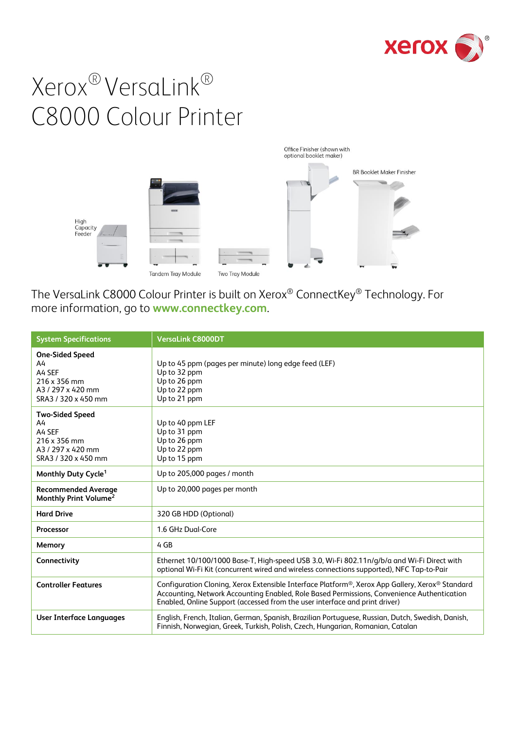# Xerox® VersaLink® C8000 Colour Printer

High Capacity Feeder

Tandem Tray Module

Two Tray Module

Office Finisher (shown with optional booklet maker)

BR Booklet Maker Finisher

The VersaLink C8000 Colour Printer is built on Xerox® ConnectKey® Technology. For more information, go to **www.connectkey.com**.

| System Specifications | VersaLink C8000DT |
|---|---|
| **One-Sided Speed**<br>A4<br>A4 SEF<br>216 x 356 mm<br>A3 / 297 x 420 mm<br>SRA3 / 320 x 450 mm | <br>Up to 45 ppm (pages per minute) long edge feed (LEF)<br>Up to 32 ppm<br>Up to 26 ppm<br>Up to 22 ppm<br>Up to 21 ppm |
| **Two-Sided Speed**<br>A4<br>A4 SEF<br>216 x 356 mm<br>A3 / 297 x 420 mm<br>SRA3 / 320 x 450 mm | <br>Up to 40 ppm LEF<br>Up to 31 ppm<br>Up to 26 ppm<br>Up to 22 ppm<br>Up to 15 ppm |
| **Monthly Duty Cycle**[1] | Up to 205,000 pages / month |
| **Recommended Average Monthly Print Volume**[2] | Up to 20,000 pages per month |
| **Hard Drive** | 320 GB HDD (Optional) |
| **Processor** | 1.6 GHz Dual-Core |
| **Memory** | 4 GB |
| **Connectivity** | Ethernet 10/100/1000 Base-T, High-speed USB 3.0, Wi-Fi 802.11n/g/b/a and Wi-Fi Direct with optional Wi-Fi Kit (concurrent wired and wireless connections supported), NFC Tap-to-Pair |
| **Controller Features** | Configuration Cloning, Xerox Extensible Interface Platform®, Xerox App Gallery, Xerox® Standard Accounting, Network Accounting Enabled, Role Based Permissions, Convenience Authentication Enabled, Online Support (accessed from the user interface and print driver) |
| **User Interface Languages** | English, French, Italian, German, Spanish, Brazilian Portuguese, Russian, Dutch, Swedish, Danish, Finnish, Norwegian, Greek, Turkish, Polish, Czech, Hungarian, Romanian, Catalan |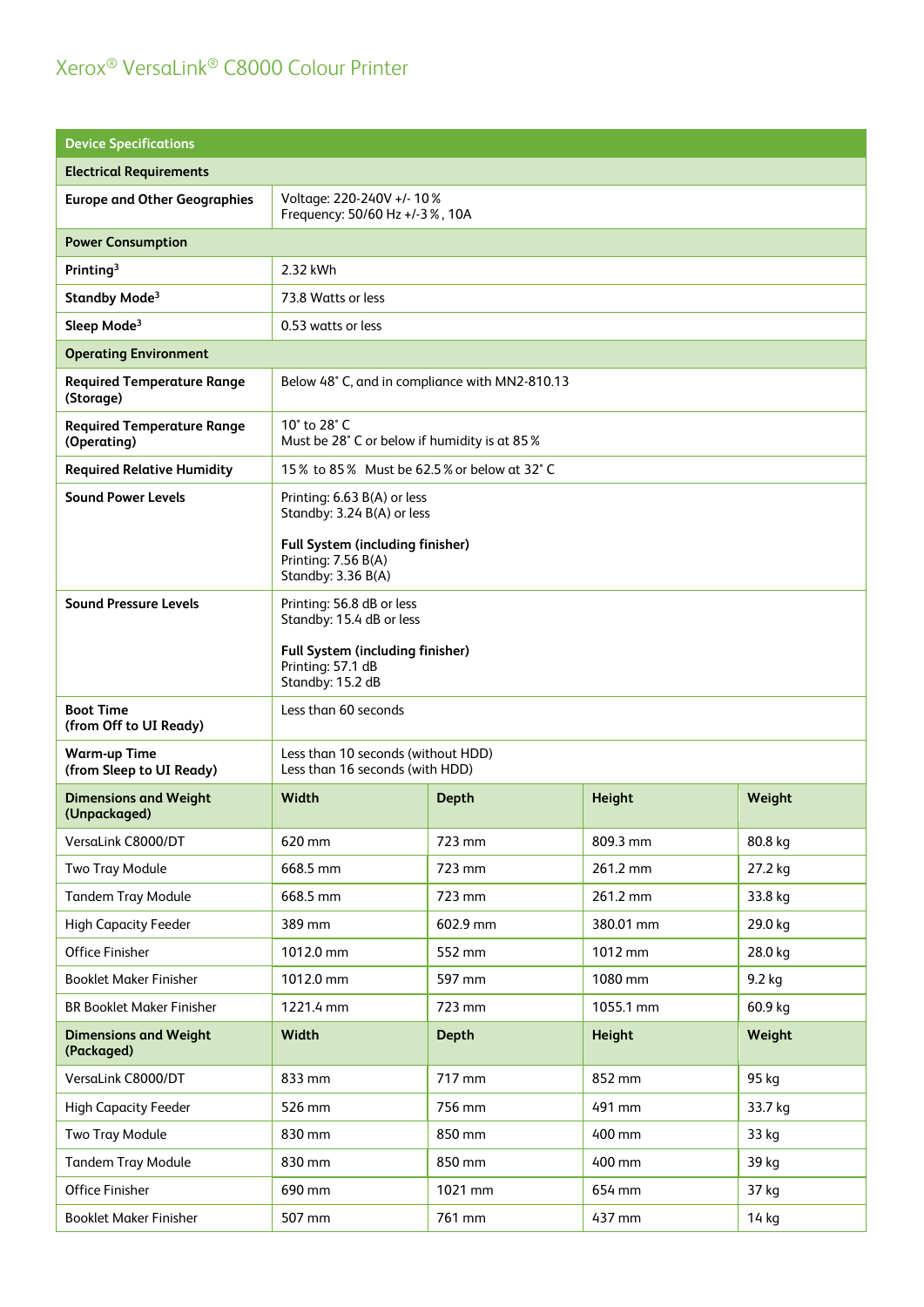# Xerox® VersaLink® C8000 Colour Printer

| Device Specifications | | | | |
|---|---|---|---|---|
| **Electrical Requirements** | | | | |
| **Europe and Other Geographies** | Voltage: 220-240V +/- 10 %<br>Frequency: 50/60 Hz +/-3 %, 10A | | | |
| **Power Consumption** | | | | |
| **Printing**[3] | 2.32 kWh | | | |
| **Standby Mode**[3] | 73.8 Watts or less | | | |
| **Sleep Mode**[3] | 0.53 watts or less | | | |
| **Operating Environment** | | | | |
| **Required Temperature Range (Storage)** | Below 48˚ C, and in compliance with MN2-810.13 | | | |
| **Required Temperature Range (Operating)** | 10˚ to 28˚ C<br>Must be 28˚ C or below if humidity is at 85 % | | | |
| **Required Relative Humidity** | 15 % to 85 % Must be 62.5 % or below at 32˚ C | | | |
| **Sound Power Levels** | Printing: 6.63 B(A) or less<br>Standby: 3.24 B(A) or less<br><br>**Full System (including finisher)**<br>Printing: 7.56 B(A)<br>Standby: 3.36 B(A) | | | |
| **Sound Pressure Levels** | Printing: 56.8 dB or less<br>Standby: 15.4 dB or less<br><br>**Full System (including finisher)**<br>Printing: 57.1 dB<br>Standby: 15.2 dB | | | |
| **Boot Time (from Off to UI Ready)** | Less than 60 seconds | | | |
| **Warm-up Time (from Sleep to UI Ready)** | Less than 10 seconds (without HDD)<br>Less than 16 seconds (with HDD) | | | |
| **Dimensions and Weight (Unpackaged)** | **Width** | **Depth** | **Height** | **Weight** |
| VersaLink C8000/DT | 620 mm | 723 mm | 809.3 mm | 80.8 kg |
| Two Tray Module | 668.5 mm | 723 mm | 261.2 mm | 27.2 kg |
| Tandem Tray Module | 668.5 mm | 723 mm | 261.2 mm | 33.8 kg |
| High Capacity Feeder | 389 mm | 602.9 mm | 380.01 mm | 29.0 kg |
| Office Finisher | 1012.0 mm | 552 mm | 1012 mm | 28.0 kg |
| Booklet Maker Finisher | 1012.0 mm | 597 mm | 1080 mm | 9.2 kg |
| BR Booklet Maker Finisher | 1221.4 mm | 723 mm | 1055.1 mm | 60.9 kg |
| **Dimensions and Weight (Packaged)** | **Width** | **Depth** | **Height** | **Weight** |
| VersaLink C8000/DT | 833 mm | 717 mm | 852 mm | 95 kg |
| High Capacity Feeder | 526 mm | 756 mm | 491 mm | 33.7 kg |
| Two Tray Module | 830 mm | 850 mm | 400 mm | 33 kg |
| Tandem Tray Module | 830 mm | 850 mm | 400 mm | 39 kg |
| Office Finisher | 690 mm | 1021 mm | 654 mm | 37 kg |
| Booklet Maker Finisher | 507 mm | 761 mm | 437 mm | 14 kg |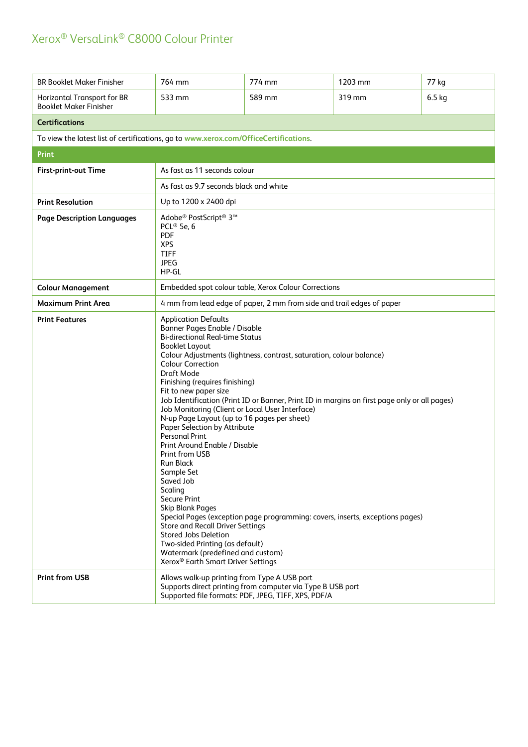| | | | | |
|---|---|---|---|---|
| BR Booklet Maker Finisher | 764 mm | 774 mm | 1203 mm | 77 kg |
| Horizontal Transport for BR Booklet Maker Finisher | 533 mm | 589 mm | 319 mm | 6.5 kg |

**Certifications**

To view the latest list of certifications, go to **www.xerox.com/OfficeCertifications**.

## Print

| | |
|---|---|
| **First-print-out Time** | As fast as 11 seconds colour |
| | As fast as 9.7 seconds black and white |
| **Print Resolution** | Up to 1200 x 2400 dpi |
| **Page Description Languages** | Adobe® PostScript® 3™<br>PCL® 5e, 6<br>PDF<br>XPS<br>TIFF<br>JPEG<br>HP-GL |
| **Colour Management** | Embedded spot colour table, Xerox Colour Corrections |
| **Maximum Print Area** | 4 mm from lead edge of paper, 2 mm from side and trail edges of paper |
| **Print Features** | Application Defaults<br>Banner Pages Enable / Disable<br>Bi-directional Real-time Status<br>Booklet Layout<br>Colour Adjustments (lightness, contrast, saturation, colour balance)<br>Colour Correction<br>Draft Mode<br>Finishing (requires finishing)<br>Fit to new paper size<br>Job Identification (Print ID or Banner, Print ID in margins on first page only or all pages)<br>Job Monitoring (Client or Local User Interface)<br>N-up Page Layout (up to 16 pages per sheet)<br>Paper Selection by Attribute<br>Personal Print<br>Print Around Enable / Disable<br>Print from USB<br>Run Black<br>Sample Set<br>Saved Job<br>Scaling<br>Secure Print<br>Skip Blank Pages<br>Special Pages (exception page programming: covers, inserts, exceptions pages)<br>Store and Recall Driver Settings<br>Stored Jobs Deletion<br>Two-sided Printing (as default)<br>Watermark (predefined and custom)<br>Xerox® Earth Smart Driver Settings |
| **Print from USB** | Allows walk-up printing from Type A USB port<br>Supports direct printing from computer via Type B USB port<br>Supported file formats: PDF, JPEG, TIFF, XPS, PDF/A |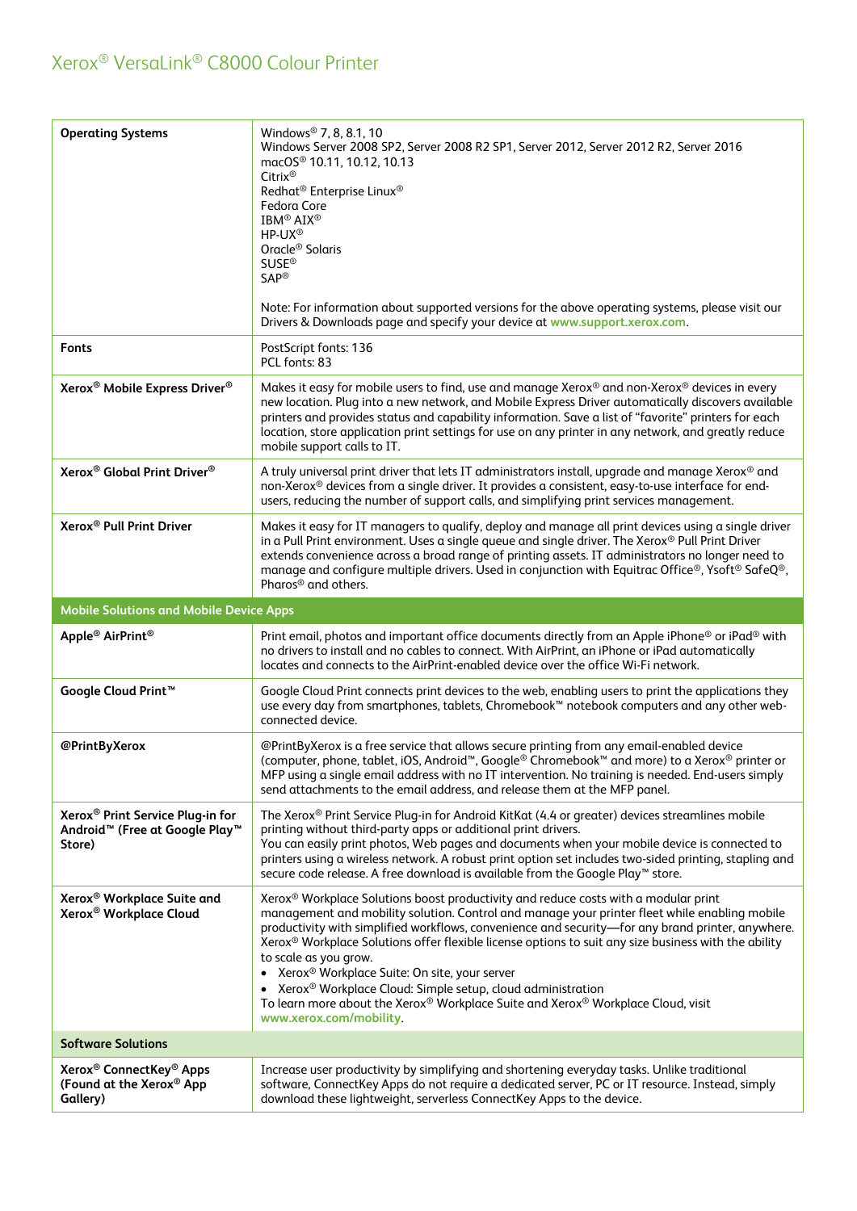| | |
|---|---|
| **Operating Systems** | Windows® 7, 8, 8.1, 10<br>Windows Server 2008 SP2, Server 2008 R2 SP1, Server 2012, Server 2012 R2, Server 2016<br>macOS® 10.11, 10.12, 10.13<br>Citrix®<br>Redhat® Enterprise Linux®<br>Fedora Core<br>IBM® AIX®<br>HP-UX®<br>Oracle® Solaris<br>SUSE®<br>SAP®<br><br>Note: For information about supported versions for the above operating systems, please visit our Drivers & Downloads page and specify your device at www.support.xerox.com. |
| **Fonts** | PostScript fonts: 136<br>PCL fonts: 83 |
| **Xerox® Mobile Express Driver®** | Makes it easy for mobile users to find, use and manage Xerox® and non-Xerox® devices in every new location. Plug into a new network, and Mobile Express Driver automatically discovers available printers and provides status and capability information. Save a list of “favorite” printers for each location, store application print settings for use on any printer in any network, and greatly reduce mobile support calls to IT. |
| **Xerox® Global Print Driver®** | A truly universal print driver that lets IT administrators install, upgrade and manage Xerox® and non-Xerox® devices from a single driver. It provides a consistent, easy-to-use interface for end-users, reducing the number of support calls, and simplifying print services management. |
| **Xerox® Pull Print Driver** | Makes it easy for IT managers to qualify, deploy and manage all print devices using a single driver in a Pull Print environment. Uses a single queue and single driver. The Xerox® Pull Print Driver extends convenience across a broad range of printing assets. IT administrators no longer need to manage and configure multiple drivers. Used in conjunction with Equitrac Office®, Ysoft® SafeQ®, Pharos® and others. |
| **Mobile Solutions and Mobile Device Apps** | |
| **Apple® AirPrint®** | Print email, photos and important office documents directly from an Apple iPhone® or iPad® with no drivers to install and no cables to connect. With AirPrint, an iPhone or iPad automatically locates and connects to the AirPrint-enabled device over the office Wi-Fi network. |
| **Google Cloud Print™** | Google Cloud Print connects print devices to the web, enabling users to print the applications they use every day from smartphones, tablets, Chromebook™ notebook computers and any other web-connected device. |
| **@PrintByXerox** | @PrintByXerox is a free service that allows secure printing from any email-enabled device (computer, phone, tablet, iOS, Android™, Google® Chromebook™ and more) to a Xerox® printer or MFP using a single email address with no IT intervention. No training is needed. End-users simply send attachments to the email address, and release them at the MFP panel. |
| **Xerox® Print Service Plug-in for Android™ (Free at Google Play™ Store)** | The Xerox® Print Service Plug-in for Android KitKat (4.4 or greater) devices streamlines mobile printing without third-party apps or additional print drivers.<br>You can easily print photos, Web pages and documents when your mobile device is connected to printers using a wireless network. A robust print option set includes two-sided printing, stapling and secure code release. A free download is available from the Google Play™ store. |
| **Xerox® Workplace Suite and Xerox® Workplace Cloud** | Xerox® Workplace Solutions boost productivity and reduce costs with a modular print management and mobility solution. Control and manage your printer fleet while enabling mobile productivity with simplified workflows, convenience and security—for any brand printer, anywhere. Xerox® Workplace Solutions offer flexible license options to suit any size business with the ability to scale as you grow.<br>• Xerox® Workplace Suite: On site, your server<br>• Xerox® Workplace Cloud: Simple setup, cloud administration<br>To learn more about the Xerox® Workplace Suite and Xerox® Workplace Cloud, visit www.xerox.com/mobility. |
| **Software Solutions** | |
| **Xerox® ConnectKey® Apps (Found at the Xerox® App Gallery)** | Increase user productivity by simplifying and shortening everyday tasks. Unlike traditional software, ConnectKey Apps do not require a dedicated server, PC or IT resource. Instead, simply download these lightweight, serverless ConnectKey Apps to the device. |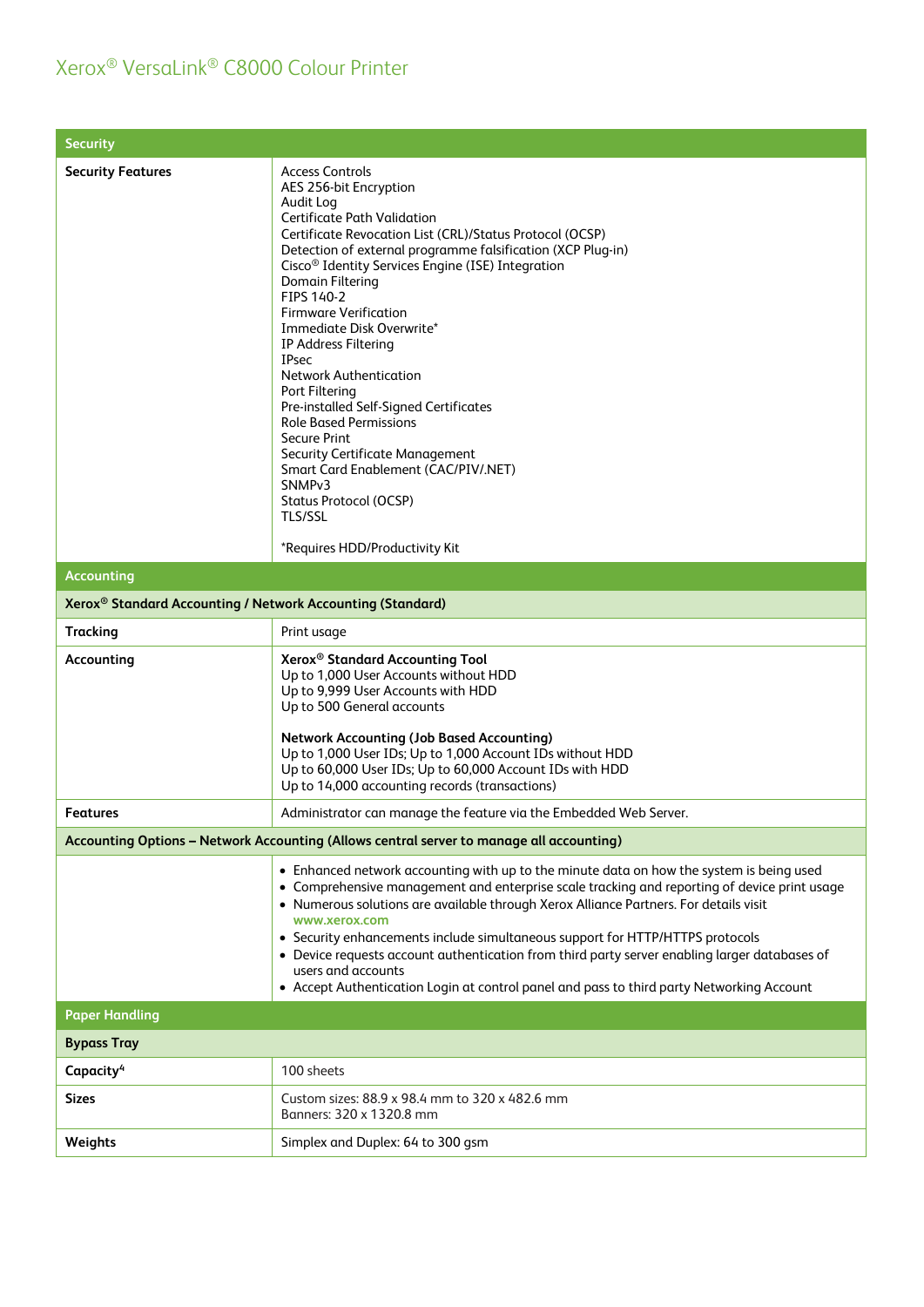# Xerox® VersaLink® C8000 Colour Printer

| | |
|---|---|
| **Security** | |
| **Security Features** | Access Controls<br>AES 256-bit Encryption<br>Audit Log<br>Certificate Path Validation<br>Certificate Revocation List (CRL)/Status Protocol (OCSP)<br>Detection of external programme falsification (XCP Plug-in)<br>Cisco® Identity Services Engine (ISE) Integration<br>Domain Filtering<br>FIPS 140-2<br>Firmware Verification<br>Immediate Disk Overwrite*<br>IP Address Filtering<br>IPsec<br>Network Authentication<br>Port Filtering<br>Pre-installed Self-Signed Certificates<br>Role Based Permissions<br>Secure Print<br>Security Certificate Management<br>Smart Card Enablement (CAC/PIV/.NET)<br>SNMPv3<br>Status Protocol (OCSP)<br>TLS/SSL<br><br>*Requires HDD/Productivity Kit |
| **Accounting** | |
| **Xerox® Standard Accounting / Network Accounting (Standard)** | |
| **Tracking** | Print usage |
| **Accounting** | **Xerox® Standard Accounting Tool**<br>Up to 1,000 User Accounts without HDD<br>Up to 9,999 User Accounts with HDD<br>Up to 500 General accounts<br><br>**Network Accounting (Job Based Accounting)**<br>Up to 1,000 User IDs; Up to 1,000 Account IDs without HDD<br>Up to 60,000 User IDs; Up to 60,000 Account IDs with HDD<br>Up to 14,000 accounting records (transactions) |
| **Features** | Administrator can manage the feature via the Embedded Web Server. |
| **Accounting Options – Network Accounting (Allows central server to manage all accounting)** | |
| | • Enhanced network accounting with up to the minute data on how the system is being used<br>• Comprehensive management and enterprise scale tracking and reporting of device print usage<br>• Numerous solutions are available through Xerox Alliance Partners. For details visit www.xerox.com<br>• Security enhancements include simultaneous support for HTTP/HTTPS protocols<br>• Device requests account authentication from third party server enabling larger databases of users and accounts<br>• Accept Authentication Login at control panel and pass to third party Networking Account |
| **Paper Handling** | |
| **Bypass Tray** | |
| **Capacity[4]** | 100 sheets |
| **Sizes** | Custom sizes: 88.9 x 98.4 mm to 320 x 482.6 mm<br>Banners: 320 x 1320.8 mm |
| **Weights** | Simplex and Duplex: 64 to 300 gsm |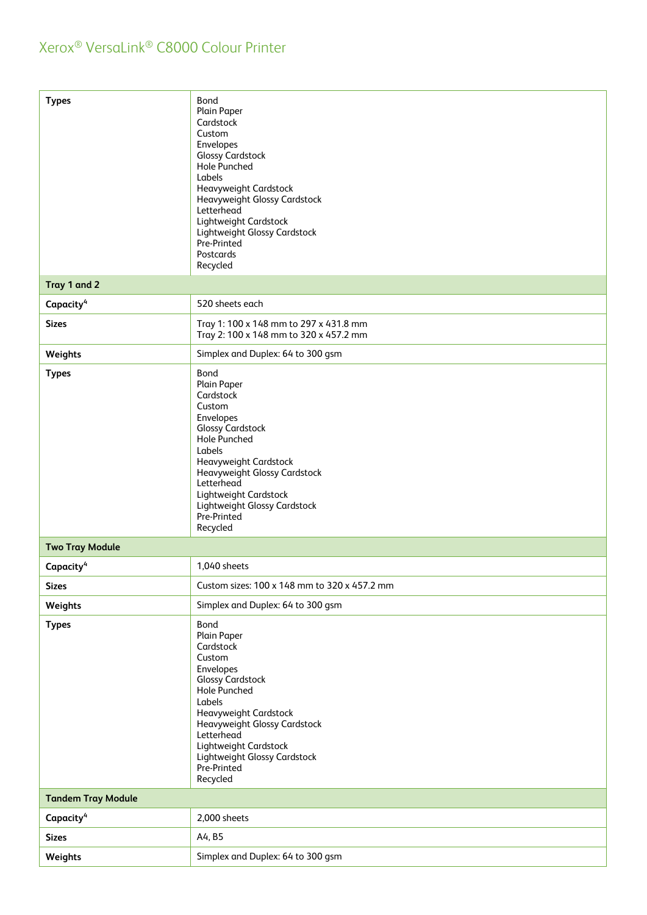| | |
|---|---|
| **Types** | Bond<br>Plain Paper<br>Cardstock<br>Custom<br>Envelopes<br>Glossy Cardstock<br>Hole Punched<br>Labels<br>Heavyweight Cardstock<br>Heavyweight Glossy Cardstock<br>Letterhead<br>Lightweight Cardstock<br>Lightweight Glossy Cardstock<br>Pre-Printed<br>Postcards<br>Recycled |
| **Tray 1 and 2** | |
| **Capacity[4]** | 520 sheets each |
| **Sizes** | Tray 1: 100 x 148 mm to 297 x 431.8 mm<br>Tray 2: 100 x 148 mm to 320 x 457.2 mm |
| **Weights** | Simplex and Duplex: 64 to 300 gsm |
| **Types** | Bond<br>Plain Paper<br>Cardstock<br>Custom<br>Envelopes<br>Glossy Cardstock<br>Hole Punched<br>Labels<br>Heavyweight Cardstock<br>Heavyweight Glossy Cardstock<br>Letterhead<br>Lightweight Cardstock<br>Lightweight Glossy Cardstock<br>Pre-Printed<br>Recycled |
| **Two Tray Module** | |
| **Capacity[4]** | 1,040 sheets |
| **Sizes** | Custom sizes: 100 x 148 mm to 320 x 457.2 mm |
| **Weights** | Simplex and Duplex: 64 to 300 gsm |
| **Types** | Bond<br>Plain Paper<br>Cardstock<br>Custom<br>Envelopes<br>Glossy Cardstock<br>Hole Punched<br>Labels<br>Heavyweight Cardstock<br>Heavyweight Glossy Cardstock<br>Letterhead<br>Lightweight Cardstock<br>Lightweight Glossy Cardstock<br>Pre-Printed<br>Recycled |
| **Tandem Tray Module** | |
| **Capacity[4]** | 2,000 sheets |
| **Sizes** | A4, B5 |
| **Weights** | Simplex and Duplex: 64 to 300 gsm |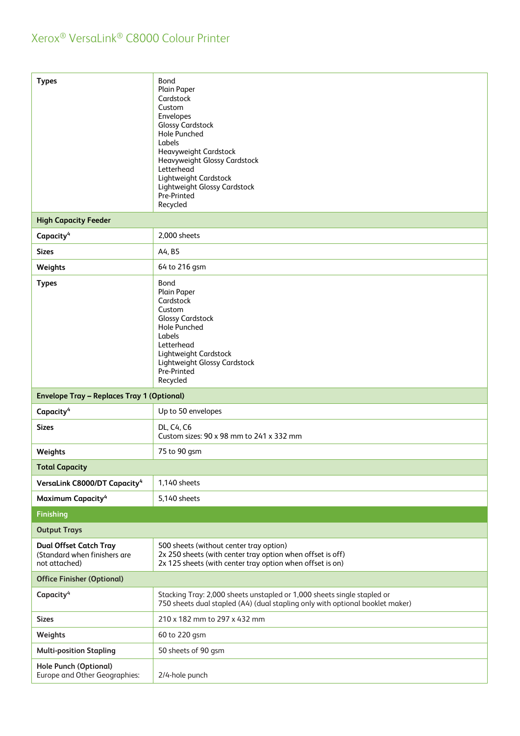| | |
|---|---|
| **Types** | Bond<br>Plain Paper<br>Cardstock<br>Custom<br>Envelopes<br>Glossy Cardstock<br>Hole Punched<br>Labels<br>Heavyweight Cardstock<br>Heavyweight Glossy Cardstock<br>Letterhead<br>Lightweight Cardstock<br>Lightweight Glossy Cardstock<br>Pre-Printed<br>Recycled |
| **High Capacity Feeder** | |
| **Capacity**[4] | 2,000 sheets |
| **Sizes** | A4, B5 |
| **Weights** | 64 to 216 gsm |
| **Types** | Bond<br>Plain Paper<br>Cardstock<br>Custom<br>Glossy Cardstock<br>Hole Punched<br>Labels<br>Letterhead<br>Lightweight Cardstock<br>Lightweight Glossy Cardstock<br>Pre-Printed<br>Recycled |
| **Envelope Tray – Replaces Tray 1 (Optional)** | |
| **Capacity**[4] | Up to 50 envelopes |
| **Sizes** | DL, C4, C6<br>Custom sizes: 90 x 98 mm to 241 x 332 mm |
| **Weights** | 75 to 90 gsm |
| **Total Capacity** | |
| **VersaLink C8000/DT Capacity**[4] | 1,140 sheets |
| **Maximum Capacity**[4] | 5,140 sheets |
| **Finishing** | |
| **Output Trays** | |
| **Dual Offset Catch Tray** (Standard when finishers are not attached) | 500 sheets (without center tray option)<br>2x 250 sheets (with center tray option when offset is off)<br>2x 125 sheets (with center tray option when offset is on) |
| **Office Finisher (Optional)** | |
| **Capacity**[4] | Stacking Tray: 2,000 sheets unstapled or 1,000 sheets single stapled or<br>750 sheets dual stapled (A4) (dual stapling only with optional booklet maker) |
| **Sizes** | 210 x 182 mm to 297 x 432 mm |
| **Weights** | 60 to 220 gsm |
| **Multi-position Stapling** | 50 sheets of 90 gsm |
| **Hole Punch (Optional)** Europe and Other Geographies: | 2/4-hole punch |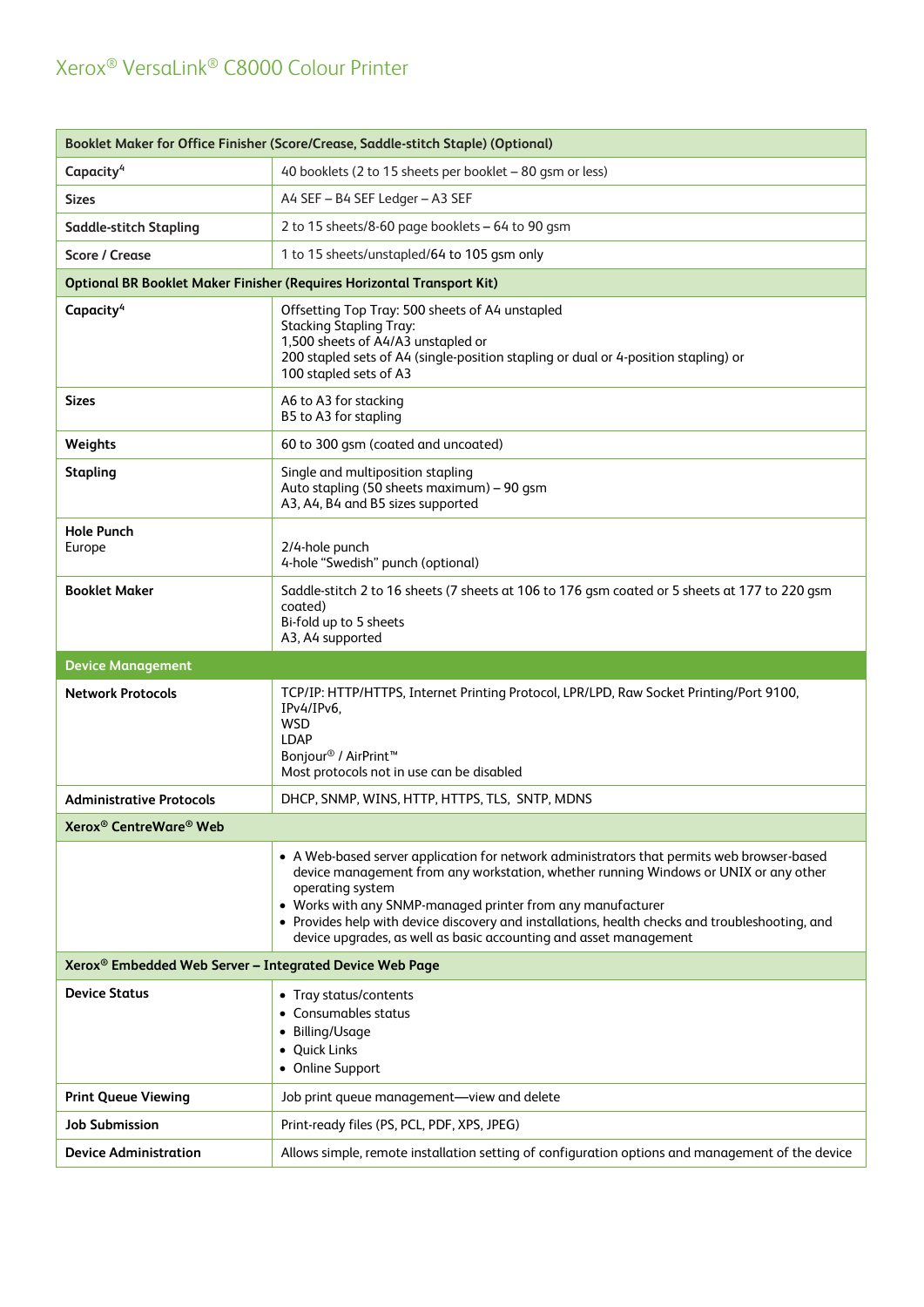# Xerox® VersaLink® C8000 Colour Printer

| | |
|---|---|
| **Booklet Maker for Office Finisher (Score/Crease, Saddle-stitch Staple) (Optional)** | |
| **Capacity**[4] | 40 booklets (2 to 15 sheets per booklet – 80 gsm or less) |
| **Sizes** | A4 SEF – B4 SEF Ledger – A3 SEF |
| **Saddle-stitch Stapling** | 2 to 15 sheets/8-60 page booklets – 64 to 90 gsm |
| **Score / Crease** | 1 to 15 sheets/unstapled/64 to 105 gsm only |
| **Optional BR Booklet Maker Finisher (Requires Horizontal Transport Kit)** | |
| **Capacity**[4] | Offsetting Top Tray: 500 sheets of A4 unstapled<br>Stacking Stapling Tray:<br>1,500 sheets of A4/A3 unstapled or<br>200 stapled sets of A4 (single-position stapling or dual or 4-position stapling) or<br>100 stapled sets of A3 |
| **Sizes** | A6 to A3 for stacking<br>B5 to A3 for stapling |
| **Weights** | 60 to 300 gsm (coated and uncoated) |
| **Stapling** | Single and multiposition stapling<br>Auto stapling (50 sheets maximum) – 90 gsm<br>A3, A4, B4 and B5 sizes supported |
| **Hole Punch**<br>Europe | 2/4-hole punch<br>4-hole "Swedish" punch (optional) |
| **Booklet Maker** | Saddle-stitch 2 to 16 sheets (7 sheets at 106 to 176 gsm coated or 5 sheets at 177 to 220 gsm coated)<br>Bi-fold up to 5 sheets<br>A3, A4 supported |
| **Device Management** | |
| **Network Protocols** | TCP/IP: HTTP/HTTPS, Internet Printing Protocol, LPR/LPD, Raw Socket Printing/Port 9100, IPv4/IPv6,<br>WSD<br>LDAP<br>Bonjour® / AirPrint™<br>Most protocols not in use can be disabled |
| **Administrative Protocols** | DHCP, SNMP, WINS, HTTP, HTTPS, TLS, SNTP, MDNS |
| **Xerox® CentreWare® Web** | |
| | • A Web-based server application for network administrators that permits web browser-based device management from any workstation, whether running Windows or UNIX or any other operating system<br>• Works with any SNMP-managed printer from any manufacturer<br>• Provides help with device discovery and installations, health checks and troubleshooting, and device upgrades, as well as basic accounting and asset management |
| **Xerox® Embedded Web Server – Integrated Device Web Page** | |
| **Device Status** | • Tray status/contents<br>• Consumables status<br>• Billing/Usage<br>• Quick Links<br>• Online Support |
| **Print Queue Viewing** | Job print queue management—view and delete |
| **Job Submission** | Print-ready files (PS, PCL, PDF, XPS, JPEG) |
| **Device Administration** | Allows simple, remote installation setting of configuration options and management of the device |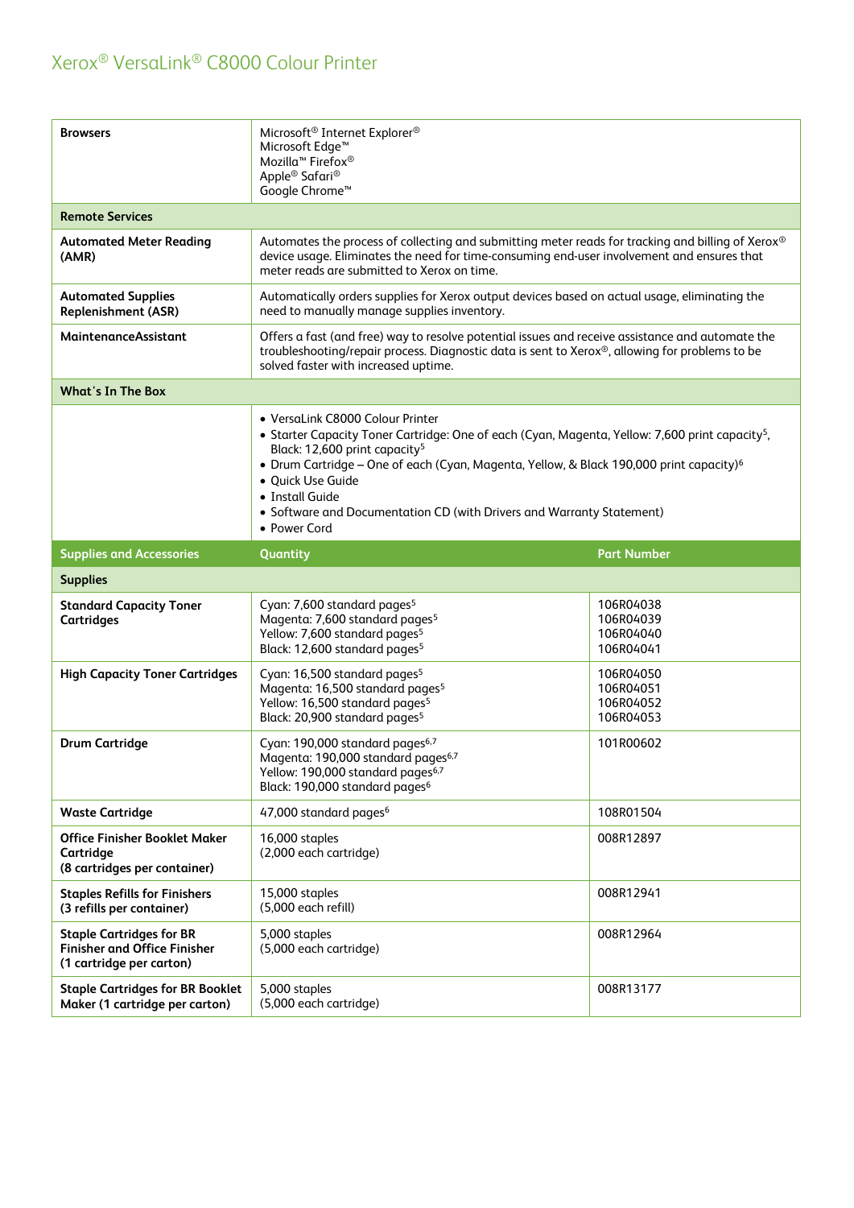# Xerox® VersaLink® C8000 Colour Printer

| | | |
|---|---|---|
| **Browsers** | Microsoft® Internet Explorer®<br>Microsoft Edge™<br>Mozilla™ Firefox®<br>Apple® Safari®<br>Google Chrome™ | |
| **Remote Services** | | |
| **Automated Meter Reading (AMR)** | Automates the process of collecting and submitting meter reads for tracking and billing of Xerox® device usage. Eliminates the need for time-consuming end-user involvement and ensures that meter reads are submitted to Xerox on time. | |
| **Automated Supplies Replenishment (ASR)** | Automatically orders supplies for Xerox output devices based on actual usage, eliminating the need to manually manage supplies inventory. | |
| **MaintenanceAssistant** | Offers a fast (and free) way to resolve potential issues and receive assistance and automate the troubleshooting/repair process. Diagnostic data is sent to Xerox®, allowing for problems to be solved faster with increased uptime. | |
| **What's In The Box** | | |
| | • VersaLink C8000 Colour Printer<br>• Starter Capacity Toner Cartridge: One of each (Cyan, Magenta, Yellow: 7,600 print capacity[5], Black: 12,600 print capacity[5]<br>• Drum Cartridge – One of each (Cyan, Magenta, Yellow, & Black 190,000 print capacity)[6]<br>• Quick Use Guide<br>• Install Guide<br>• Software and Documentation CD (with Drivers and Warranty Statement)<br>• Power Cord | |
| **Supplies and Accessories** | **Quantity** | **Part Number** |
| **Supplies** | | |
| **Standard Capacity Toner Cartridges** | Cyan: 7,600 standard pages[5]<br>Magenta: 7,600 standard pages[5]<br>Yellow: 7,600 standard pages[5]<br>Black: 12,600 standard pages[5] | 106R04038<br>106R04039<br>106R04040<br>106R04041 |
| **High Capacity Toner Cartridges** | Cyan: 16,500 standard pages[5]<br>Magenta: 16,500 standard pages[5]<br>Yellow: 16,500 standard pages[5]<br>Black: 20,900 standard pages[5] | 106R04050<br>106R04051<br>106R04052<br>106R04053 |
| **Drum Cartridge** | Cyan: 190,000 standard pages[6,7]<br>Magenta: 190,000 standard pages[6,7]<br>Yellow: 190,000 standard pages[6,7]<br>Black: 190,000 standard pages[6] | 101R00602 |
| **Waste Cartridge** | 47,000 standard pages[6] | 108R01504 |
| **Office Finisher Booklet Maker Cartridge (8 cartridges per container)** | 16,000 staples<br>(2,000 each cartridge) | 008R12897 |
| **Staples Refills for Finishers (3 refills per container)** | 15,000 staples<br>(5,000 each refill) | 008R12941 |
| **Staple Cartridges for BR Finisher and Office Finisher (1 cartridge per carton)** | 5,000 staples<br>(5,000 each cartridge) | 008R12964 |
| **Staple Cartridges for BR Booklet Maker (1 cartridge per carton)** | 5,000 staples<br>(5,000 each cartridge) | 008R13177 |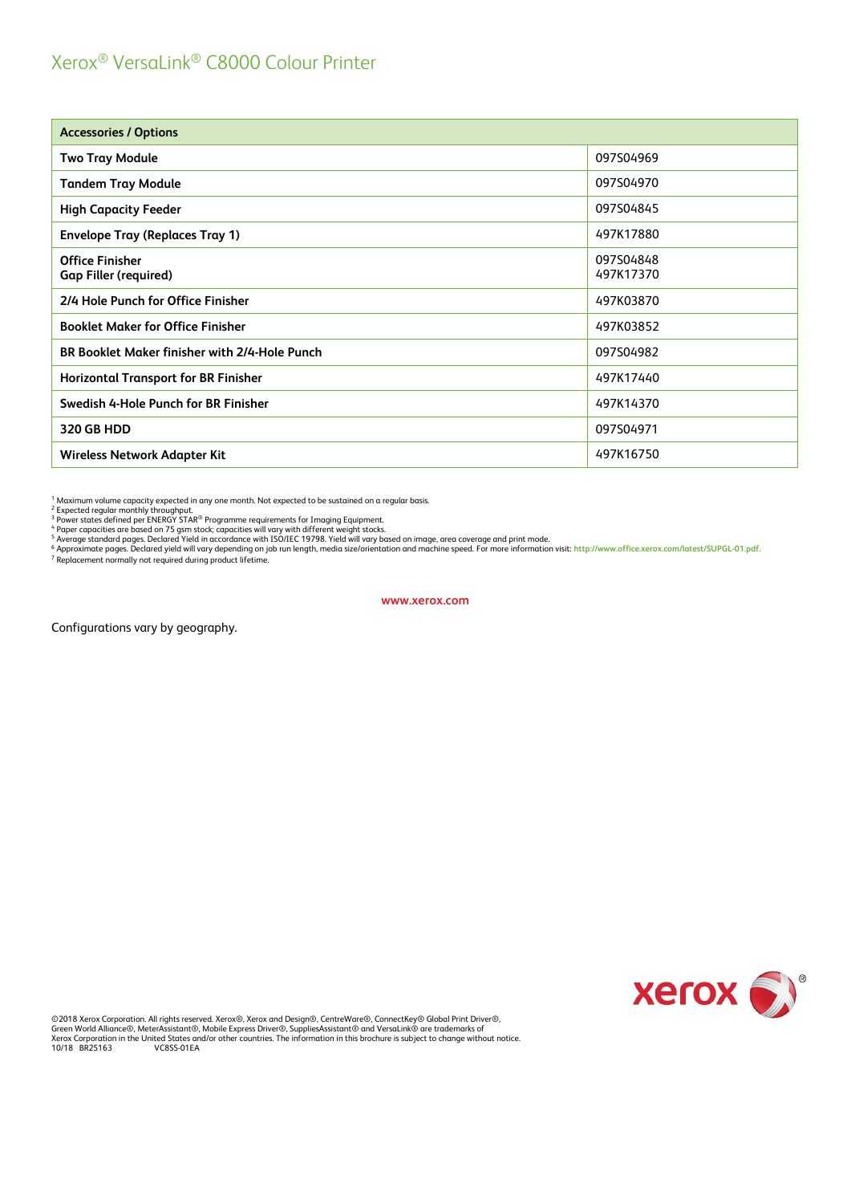| Accessories / Options | |
|---|---|
| **Two Tray Module** | 097S04969 |
| **Tandem Tray Module** | 097S04970 |
| **High Capacity Feeder** | 097S04845 |
| **Envelope Tray (Replaces Tray 1)** | 497K17880 |
| **Office Finisher**<br>**Gap Filler (required)** | 097S04848<br>497K17370 |
| **2/4 Hole Punch for Office Finisher** | 497K03870 |
| **Booklet Maker for Office Finisher** | 497K03852 |
| **BR Booklet Maker finisher with 2/4-Hole Punch** | 097S04982 |
| **Horizontal Transport for BR Finisher** | 497K17440 |
| **Swedish 4-Hole Punch for BR Finisher** | 497K14370 |
| **320 GB HDD** | 097S04971 |
| **Wireless Network Adapter Kit** | 497K16750 |

[1] Maximum volume capacity expected in any one month. Not expected to be sustained on a regular basis.
[2] Expected regular monthly throughput.
[3] Power states defined per ENERGY STAR® Programme requirements for Imaging Equipment.
[4] Paper capacities are based on 75 gsm stock; capacities will vary with different weight stocks.
[5] Average standard pages. Declared Yield in accordance with ISO/IEC 19798. Yield will vary based on image, area coverage and print mode.
[6] Approximate pages. Declared yield will vary depending on job run length, media size/orientation and machine speed. For more information visit: http://www.office.xerox.com/latest/SUPGL-01.pdf.
[7] Replacement normally not required during product lifetime.

www.xerox.com

Configurations vary by geography.

©2018 Xerox Corporation. All rights reserved. Xerox®, Xerox and Design®, CentreWare®, ConnectKey® Global Print Driver®, Green World Alliance®, MeterAssistant®, Mobile Express Driver®, SuppliesAssistant® and VersaLink® are trademarks of Xerox Corporation in the United States and/or other countries. The information in this brochure is subject to change without notice.
10/18 BR25163 VC8SS-01EA